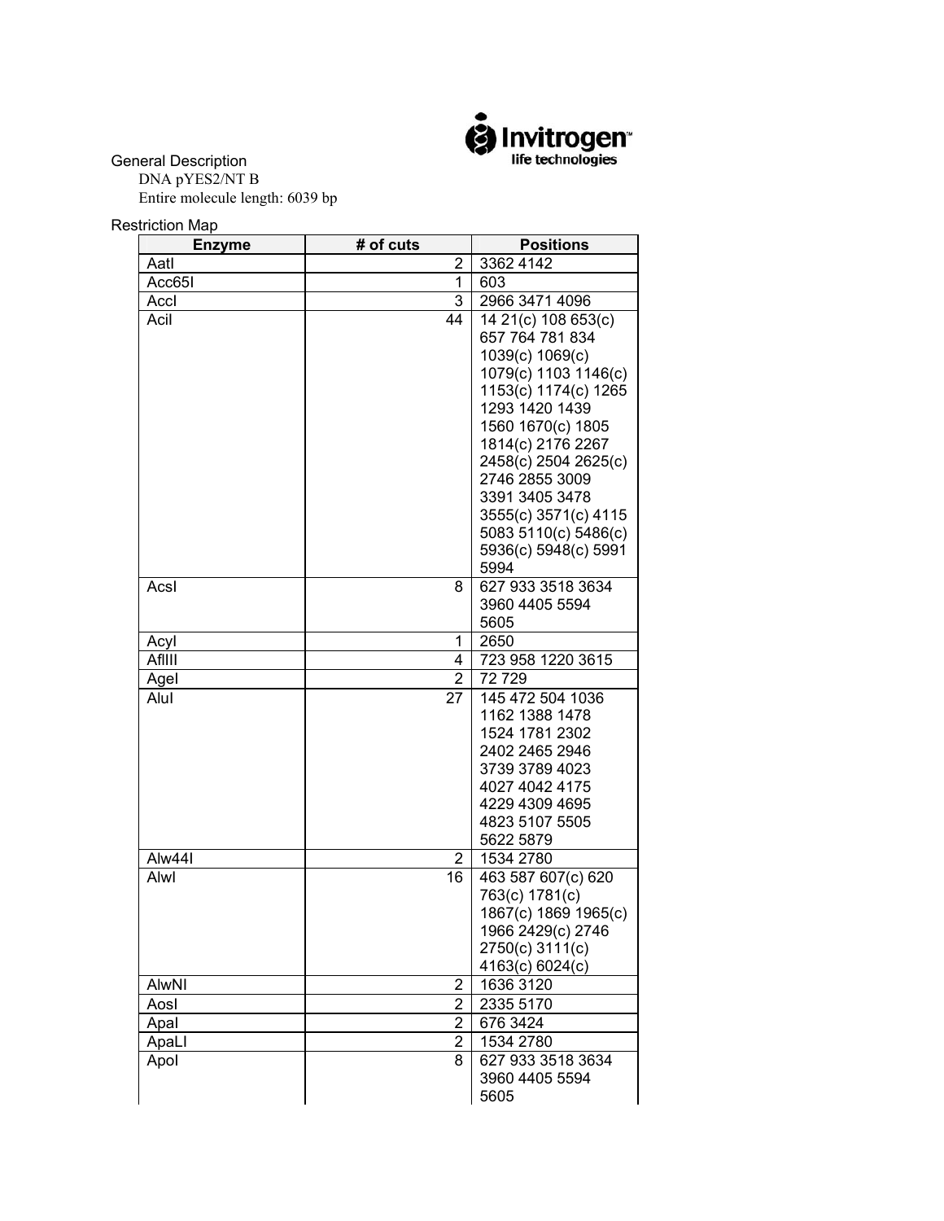General Description

DNA pYES2/NT B

Entire molecule length: 6039 bp

Restriction Map

| Enzyme | # of cuts | Positions |
|---|---|---|
| AatI | 2 | 3362 4142 |
| Acc65I | 1 | 603 |
| AccI | 3 | 2966 3471 4096 |
| AciI | 44 | 14 21(c) 108 653(c) 657 764 781 834 1039(c) 1069(c) 1079(c) 1103 1146(c) 1153(c) 1174(c) 1265 1293 1420 1439 1560 1670(c) 1805 1814(c) 2176 2267 2458(c) 2504 2625(c) 2746 2855 3009 3391 3405 3478 3555(c) 3571(c) 4115 5083 5110(c) 5486(c) 5936(c) 5948(c) 5991 5994 |
| AcsI | 8 | 627 933 3518 3634 3960 4405 5594 5605 |
| AcyI | 1 | 2650 |
| AflIII | 4 | 723 958 1220 3615 |
| AgeI | 2 | 72 729 |
| AluI | 27 | 145 472 504 1036 1162 1388 1478 1524 1781 2302 2402 2465 2946 3739 3789 4023 4027 4042 4175 4229 4309 4695 4823 5107 5505 5622 5879 |
| Alw44I | 2 | 1534 2780 |
| AlwI | 16 | 463 587 607(c) 620 763(c) 1781(c) 1867(c) 1869 1965(c) 1966 2429(c) 2746 2750(c) 3111(c) 4163(c) 6024(c) |
| AlwNI | 2 | 1636 3120 |
| AosI | 2 | 2335 5170 |
| ApaI | 2 | 676 3424 |
| ApaLI | 2 | 1534 2780 |
| ApoI | 8 | 627 933 3518 3634 3960 4405 5594 5605 |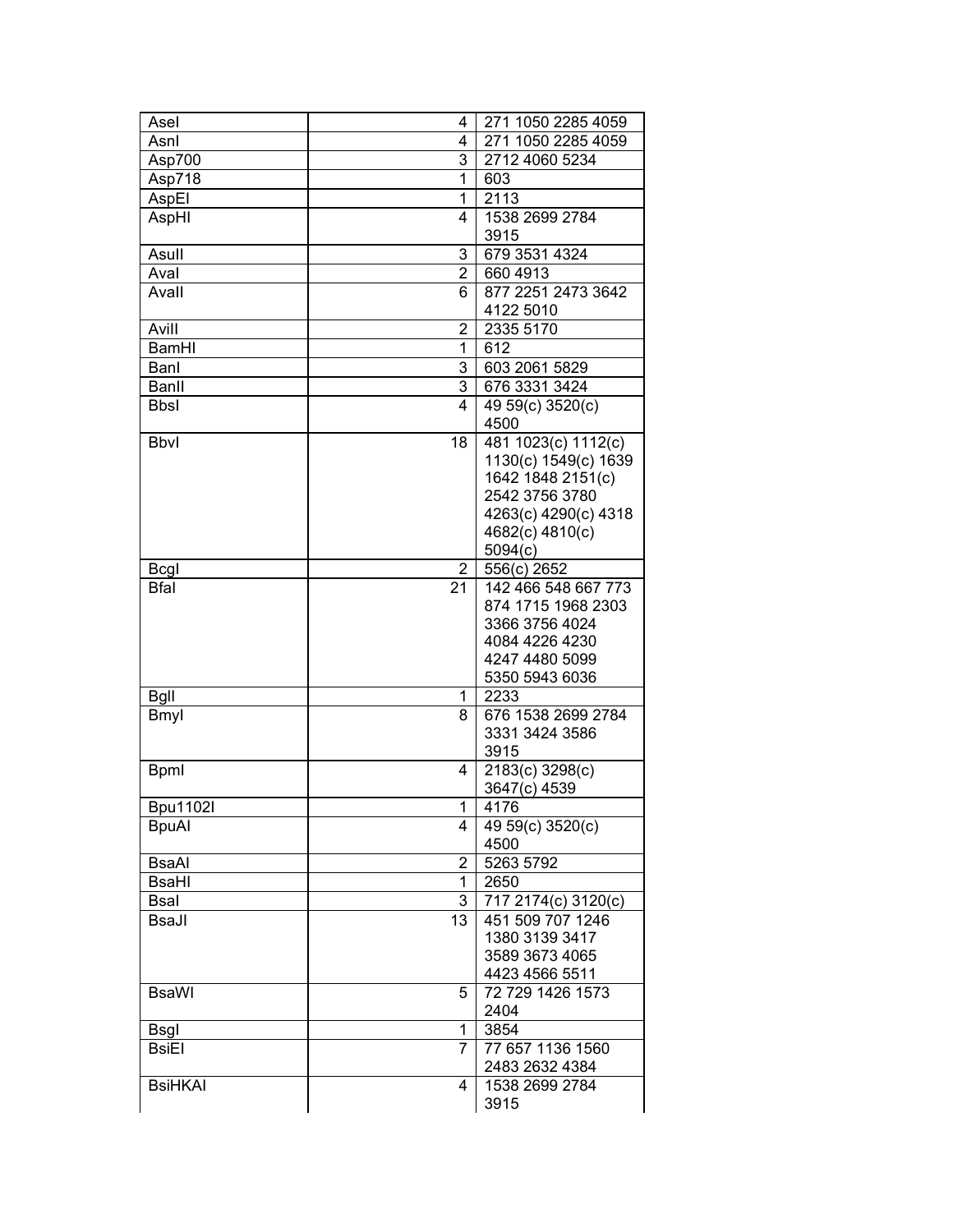| AseI | 4 | 271 1050 2285 4059 |
|---|---|---|
| AsnI | 4 | 271 1050 2285 4059 |
| Asp700 | 3 | 2712 4060 5234 |
| Asp718 | 1 | 603 |
| AspEI | 1 | 2113 |
| AspHI | 4 | 1538 2699 2784 3915 |
| AsuII | 3 | 679 3531 4324 |
| AvaI | 2 | 660 4913 |
| AvaII | 6 | 877 2251 2473 3642 4122 5010 |
| AviII | 2 | 2335 5170 |
| BamHI | 1 | 612 |
| BanI | 3 | 603 2061 5829 |
| BanII | 3 | 676 3331 3424 |
| BbsI | 4 | 49 59(c) 3520(c) 4500 |
| BbvI | 18 | 481 1023(c) 1112(c) 1130(c) 1549(c) 1639 1642 1848 2151(c) 2542 3756 3780 4263(c) 4290(c) 4318 4682(c) 4810(c) 5094(c) |
| BcgI | 2 | 556(c) 2652 |
| BfaI | 21 | 142 466 548 667 773 874 1715 1968 2303 3366 3756 4024 4084 4226 4230 4247 4480 5099 5350 5943 6036 |
| BglI | 1 | 2233 |
| BmyI | 8 | 676 1538 2699 2784 3331 3424 3586 3915 |
| BpmI | 4 | 2183(c) 3298(c) 3647(c) 4539 |
| Bpu1102I | 1 | 4176 |
| BpuAI | 4 | 49 59(c) 3520(c) 4500 |
| BsaAI | 2 | 5263 5792 |
| BsaHI | 1 | 2650 |
| BsaI | 3 | 717 2174(c) 3120(c) |
| BsaJI | 13 | 451 509 707 1246 1380 3139 3417 3589 3673 4065 4423 4566 5511 |
| BsaWI | 5 | 72 729 1426 1573 2404 |
| BsgI | 1 | 3854 |
| BsiEI | 7 | 77 657 1136 1560 2483 2632 4384 |
| BsiHKAI | 4 | 1538 2699 2784 3915 |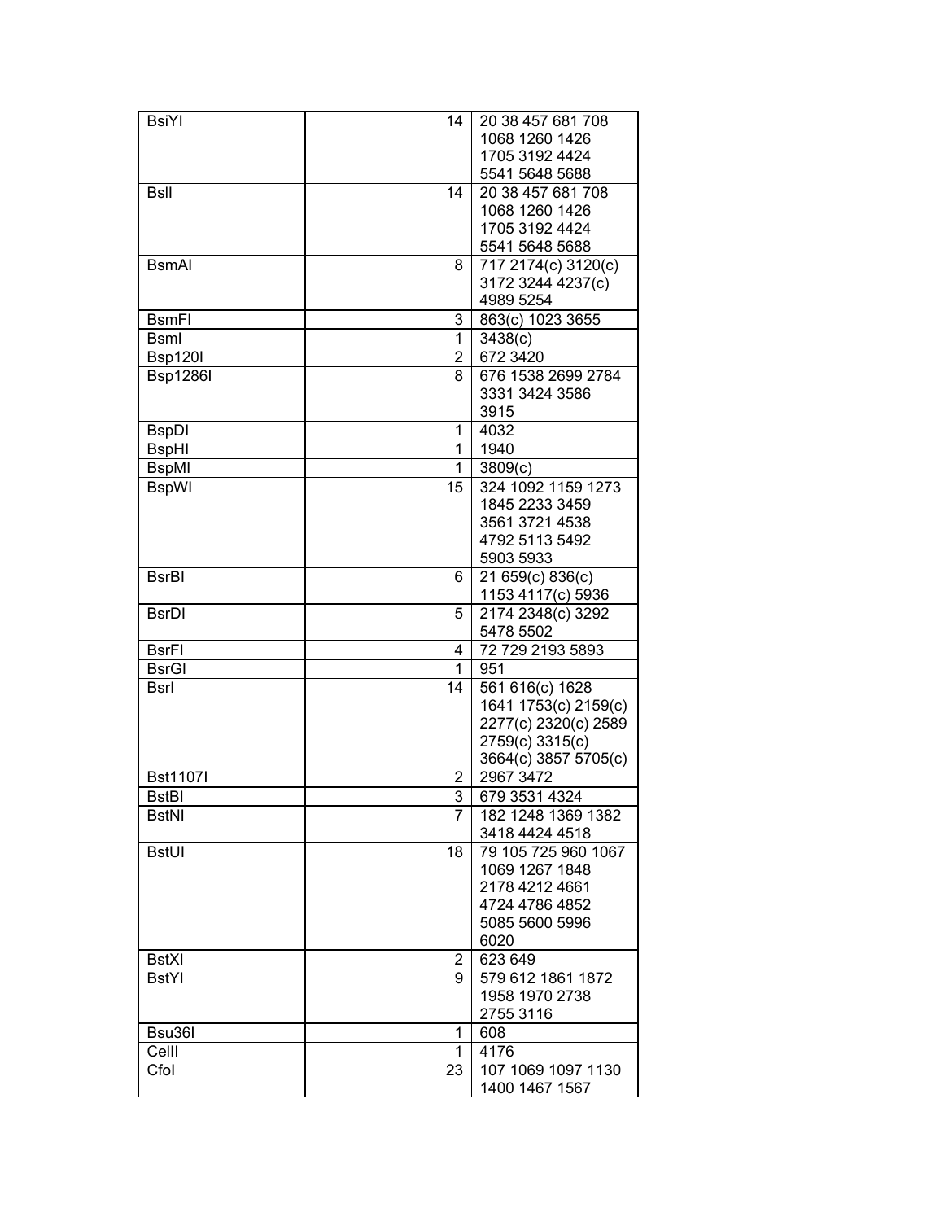| BsiYI | 14 | 20 38 457 681 708 1068 1260 1426 1705 3192 4424 5541 5648 5688 |
|---|---|---|
| BslI | 14 | 20 38 457 681 708 1068 1260 1426 1705 3192 4424 5541 5648 5688 |
| BsmAI | 8 | 717 2174(c) 3120(c) 3172 3244 4237(c) 4989 5254 |
| BsmFI | 3 | 863(c) 1023 3655 |
| BsmI | 1 | 3438(c) |
| Bsp120I | 2 | 672 3420 |
| Bsp1286I | 8 | 676 1538 2699 2784 3331 3424 3586 3915 |
| BspDI | 1 | 4032 |
| BspHI | 1 | 1940 |
| BspMI | 1 | 3809(c) |
| BspWI | 15 | 324 1092 1159 1273 1845 2233 3459 3561 3721 4538 4792 5113 5492 5903 5933 |
| BsrBI | 6 | 21 659(c) 836(c) 1153 4117(c) 5936 |
| BsrDI | 5 | 2174 2348(c) 3292 5478 5502 |
| BsrFI | 4 | 72 729 2193 5893 |
| BsrGI | 1 | 951 |
| BsrI | 14 | 561 616(c) 1628 1641 1753(c) 2159(c) 2277(c) 2320(c) 2589 2759(c) 3315(c) 3664(c) 3857 5705(c) |
| Bst1107I | 2 | 2967 3472 |
| BstBI | 3 | 679 3531 4324 |
| BstNI | 7 | 182 1248 1369 1382 3418 4424 4518 |
| BstUI | 18 | 79 105 725 960 1067 1069 1267 1848 2178 4212 4661 4724 4786 4852 5085 5600 5996 6020 |
| BstXI | 2 | 623 649 |
| BstYI | 9 | 579 612 1861 1872 1958 1970 2738 2755 3116 |
| Bsu36I | 1 | 608 |
| CelII | 1 | 4176 |
| CfoI | 23 | 107 1069 1097 1130 1400 1467 1567 |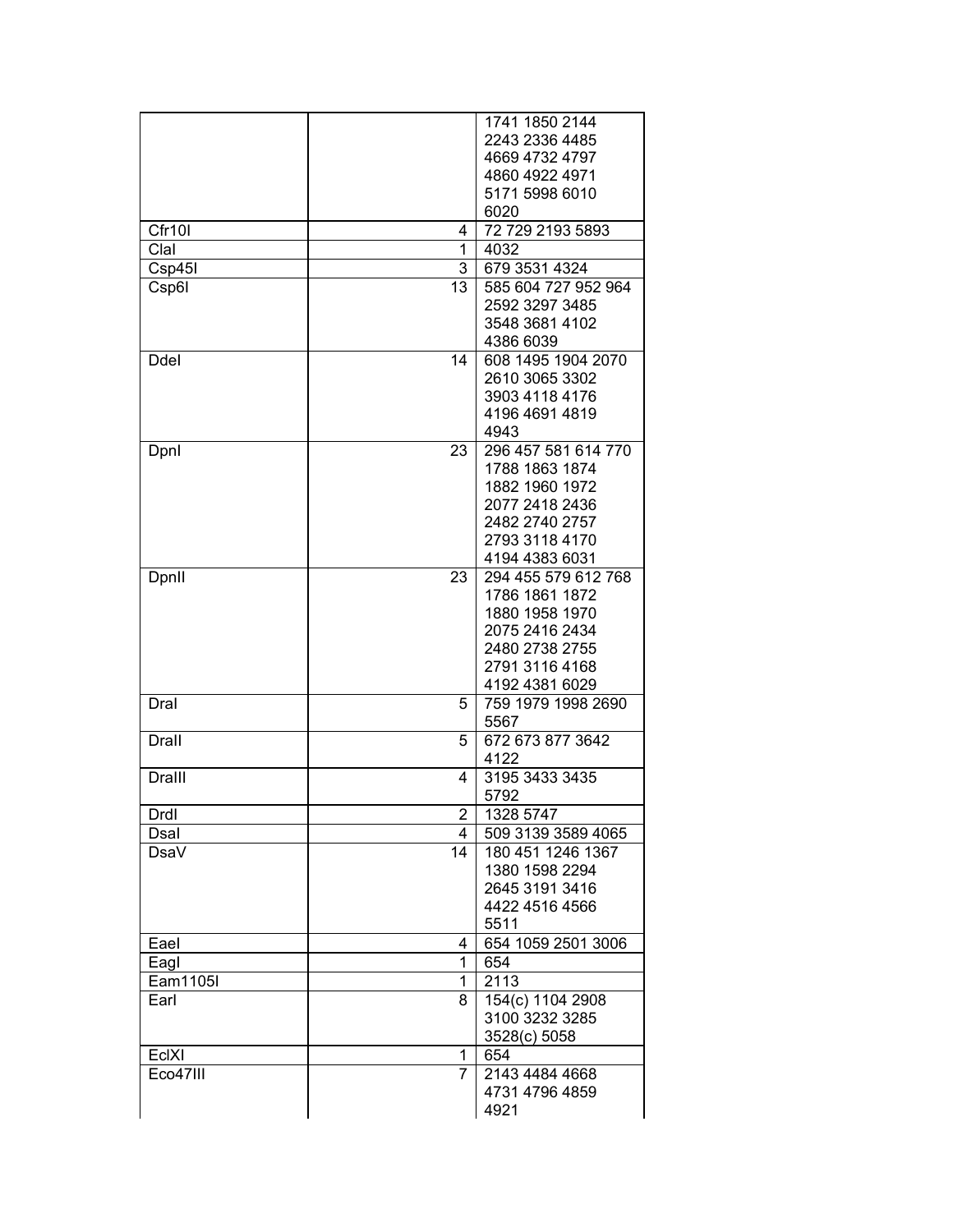| | | |
|---|---|---|
| | | 1741 1850 2144 2243 2336 4485 4669 4732 4797 4860 4922 4971 5171 5998 6010 6020 |
| Cfr10I | 4 | 72 729 2193 5893 |
| ClaI | 1 | 4032 |
| Csp45I | 3 | 679 3531 4324 |
| Csp6I | 13 | 585 604 727 952 964 2592 3297 3485 3548 3681 4102 4386 6039 |
| DdeI | 14 | 608 1495 1904 2070 2610 3065 3302 3903 4118 4176 4196 4691 4819 4943 |
| DpnI | 23 | 296 457 581 614 770 1788 1863 1874 1882 1960 1972 2077 2418 2436 2482 2740 2757 2793 3118 4170 4194 4383 6031 |
| DpnII | 23 | 294 455 579 612 768 1786 1861 1872 1880 1958 1970 2075 2416 2434 2480 2738 2755 2791 3116 4168 4192 4381 6029 |
| DraI | 5 | 759 1979 1998 2690 5567 |
| DraII | 5 | 672 673 877 3642 4122 |
| DraIII | 4 | 3195 3433 3435 5792 |
| DrdI | 2 | 1328 5747 |
| DsaI | 4 | 509 3139 3589 4065 |
| DsaV | 14 | 180 451 1246 1367 1380 1598 2294 2645 3191 3416 4422 4516 4566 5511 |
| EaeI | 4 | 654 1059 2501 3006 |
| EagI | 1 | 654 |
| Eam1105I | 1 | 2113 |
| EarI | 8 | 154(c) 1104 2908 3100 3232 3285 3528(c) 5058 |
| EclXI | 1 | 654 |
| Eco47III | 7 | 2143 4484 4668 4731 4796 4859 4921 |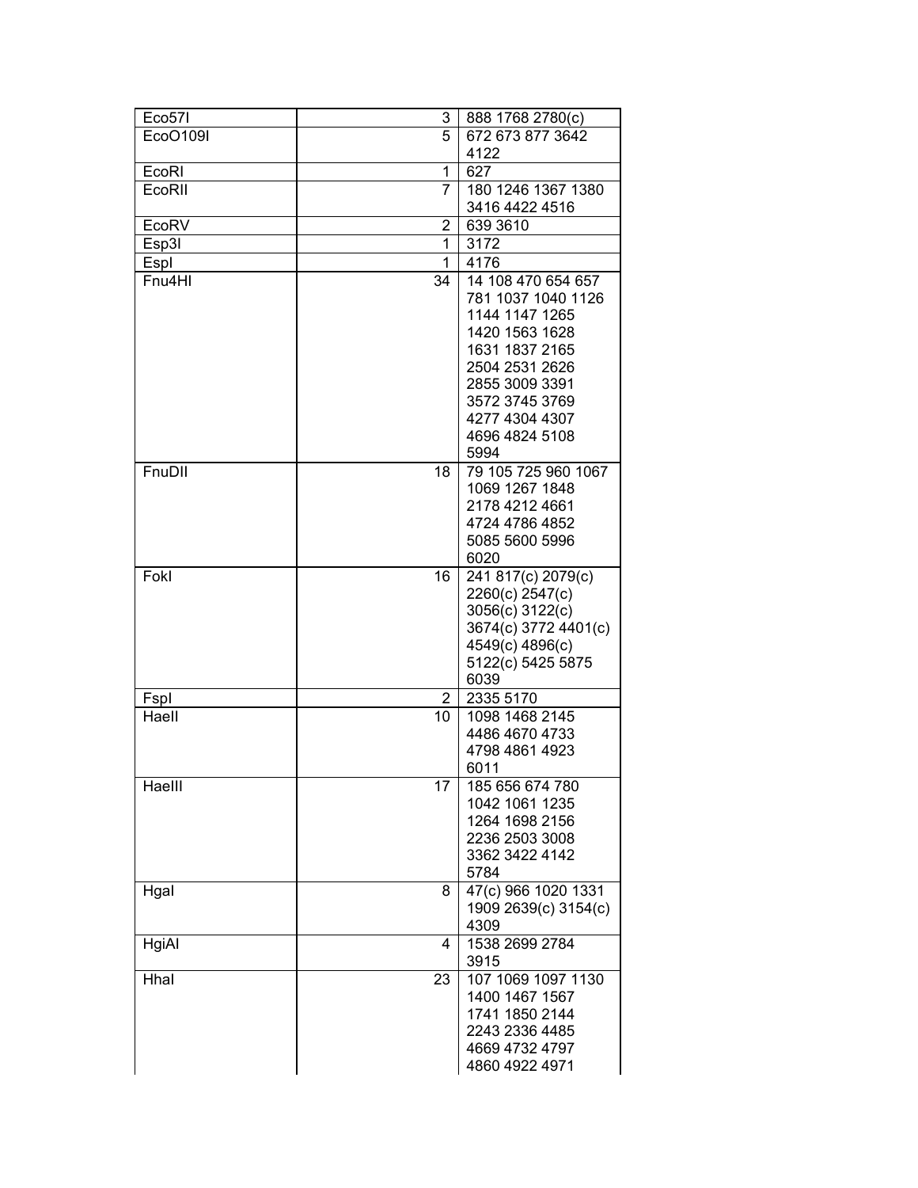| Eco57I | 3 | 888 1768 2780(c) |
|---|---|---|
| EcoO109I | 5 | 672 673 877 3642 4122 |
| EcoRI | 1 | 627 |
| EcoRII | 7 | 180 1246 1367 1380 3416 4422 4516 |
| EcoRV | 2 | 639 3610 |
| Esp3I | 1 | 3172 |
| EspI | 1 | 4176 |
| Fnu4HI | 34 | 14 108 470 654 657 781 1037 1040 1126 1144 1147 1265 1420 1563 1628 1631 1837 2165 2504 2531 2626 2855 3009 3391 3572 3745 3769 4277 4304 4307 4696 4824 5108 5994 |
| FnuDII | 18 | 79 105 725 960 1067 1069 1267 1848 2178 4212 4661 4724 4786 4852 5085 5600 5996 6020 |
| FokI | 16 | 241 817(c) 2079(c) 2260(c) 2547(c) 3056(c) 3122(c) 3674(c) 3772 4401(c) 4549(c) 4896(c) 5122(c) 5425 5875 6039 |
| FspI | 2 | 2335 5170 |
| HaeII | 10 | 1098 1468 2145 4486 4670 4733 4798 4861 4923 6011 |
| HaeIII | 17 | 185 656 674 780 1042 1061 1235 1264 1698 2156 2236 2503 3008 3362 3422 4142 5784 |
| HgaI | 8 | 47(c) 966 1020 1331 1909 2639(c) 3154(c) 4309 |
| HgiAI | 4 | 1538 2699 2784 3915 |
| HhaI | 23 | 107 1069 1097 1130 1400 1467 1567 1741 1850 2144 2243 2336 4485 4669 4732 4797 4860 4922 4971 |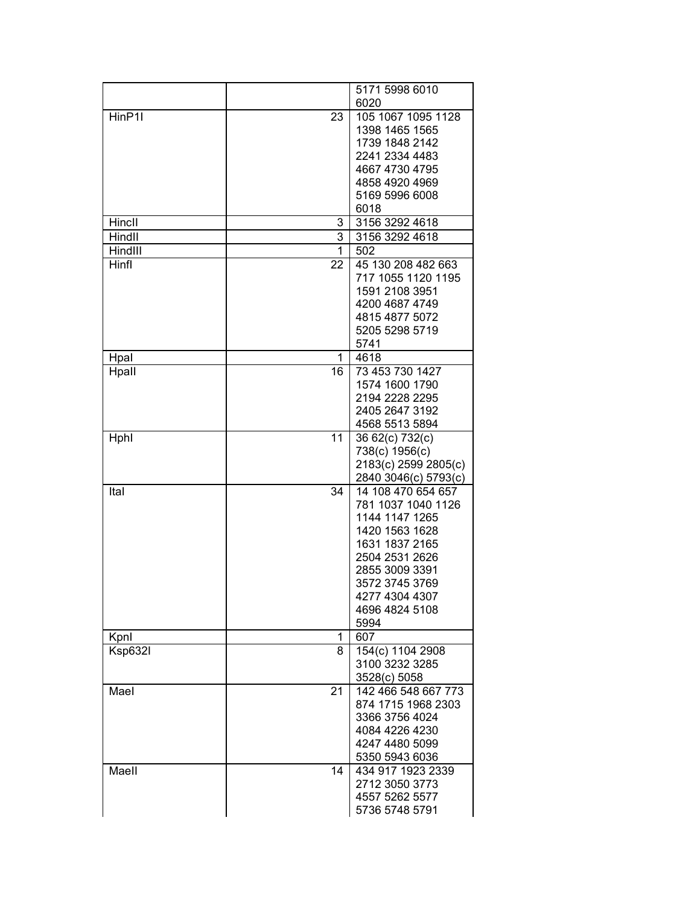| | | |
|---|---|---|
| | | 5171 5998 6010 6020 |
| HinP1I | 23 | 105 1067 1095 1128 1398 1465 1565 1739 1848 2142 2241 2334 4483 4667 4730 4795 4858 4920 4969 5169 5996 6008 6018 |
| HincII | 3 | 3156 3292 4618 |
| HindII | 3 | 3156 3292 4618 |
| HindIII | 1 | 502 |
| HinfI | 22 | 45 130 208 482 663 717 1055 1120 1195 1591 2108 3951 4200 4687 4749 4815 4877 5072 5205 5298 5719 5741 |
| HpaI | 1 | 4618 |
| HpaII | 16 | 73 453 730 1427 1574 1600 1790 2194 2228 2295 2405 2647 3192 4568 5513 5894 |
| HphI | 11 | 36 62(c) 732(c) 738(c) 1956(c) 2183(c) 2599 2805(c) 2840 3046(c) 5793(c) |
| ItaI | 34 | 14 108 470 654 657 781 1037 1040 1126 1144 1147 1265 1420 1563 1628 1631 1837 2165 2504 2531 2626 2855 3009 3391 3572 3745 3769 4277 4304 4307 4696 4824 5108 5994 |
| KpnI | 1 | 607 |
| Ksp632I | 8 | 154(c) 1104 2908 3100 3232 3285 3528(c) 5058 |
| MaeI | 21 | 142 466 548 667 773 874 1715 1968 2303 3366 3756 4024 4084 4226 4230 4247 4480 5099 5350 5943 6036 |
| MaeII | 14 | 434 917 1923 2339 2712 3050 3773 4557 5262 5577 5736 5748 5791 |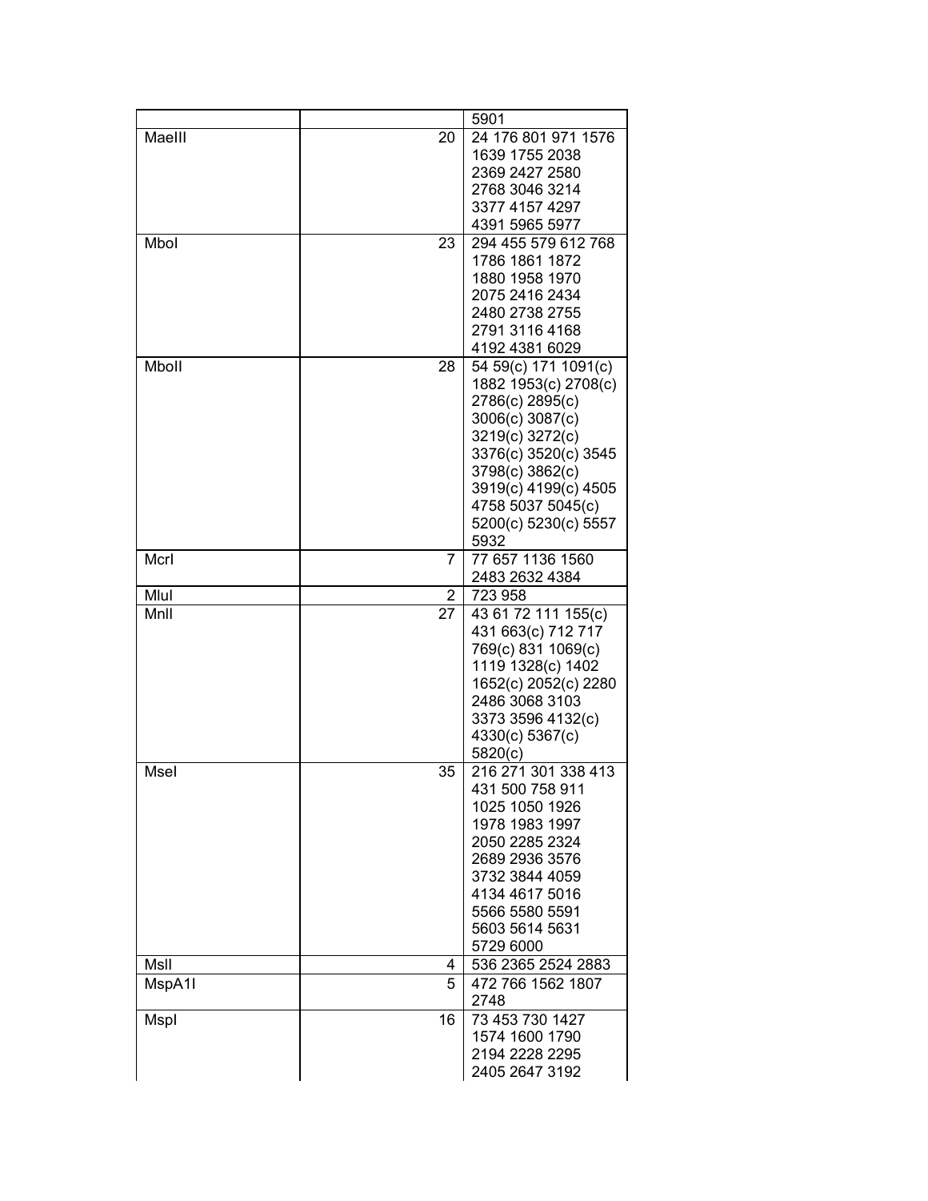| | | 5901 |
|---|---|---|
| MaeIII | 20 | 24 176 801 971 1576 1639 1755 2038 2369 2427 2580 2768 3046 3214 3377 4157 4297 4391 5965 5977 |
| MboI | 23 | 294 455 579 612 768 1786 1861 1872 1880 1958 1970 2075 2416 2434 2480 2738 2755 2791 3116 4168 4192 4381 6029 |
| MboII | 28 | 54 59(c) 171 1091(c) 1882 1953(c) 2708(c) 2786(c) 2895(c) 3006(c) 3087(c) 3219(c) 3272(c) 3376(c) 3520(c) 3545 3798(c) 3862(c) 3919(c) 4199(c) 4505 4758 5037 5045(c) 5200(c) 5230(c) 5557 5932 |
| McrI | 7 | 77 657 1136 1560 2483 2632 4384 |
| MluI | 2 | 723 958 |
| MnlI | 27 | 43 61 72 111 155(c) 431 663(c) 712 717 769(c) 831 1069(c) 1119 1328(c) 1402 1652(c) 2052(c) 2280 2486 3068 3103 3373 3596 4132(c) 4330(c) 5367(c) 5820(c) |
| MseI | 35 | 216 271 301 338 413 431 500 758 911 1025 1050 1926 1978 1983 1997 2050 2285 2324 2689 2936 3576 3732 3844 4059 4134 4617 5016 5566 5580 5591 5603 5614 5631 5729 6000 |
| MslI | 4 | 536 2365 2524 2883 |
| MspA1I | 5 | 472 766 1562 1807 2748 |
| MspI | 16 | 73 453 730 1427 1574 1600 1790 2194 2228 2295 2405 2647 3192 |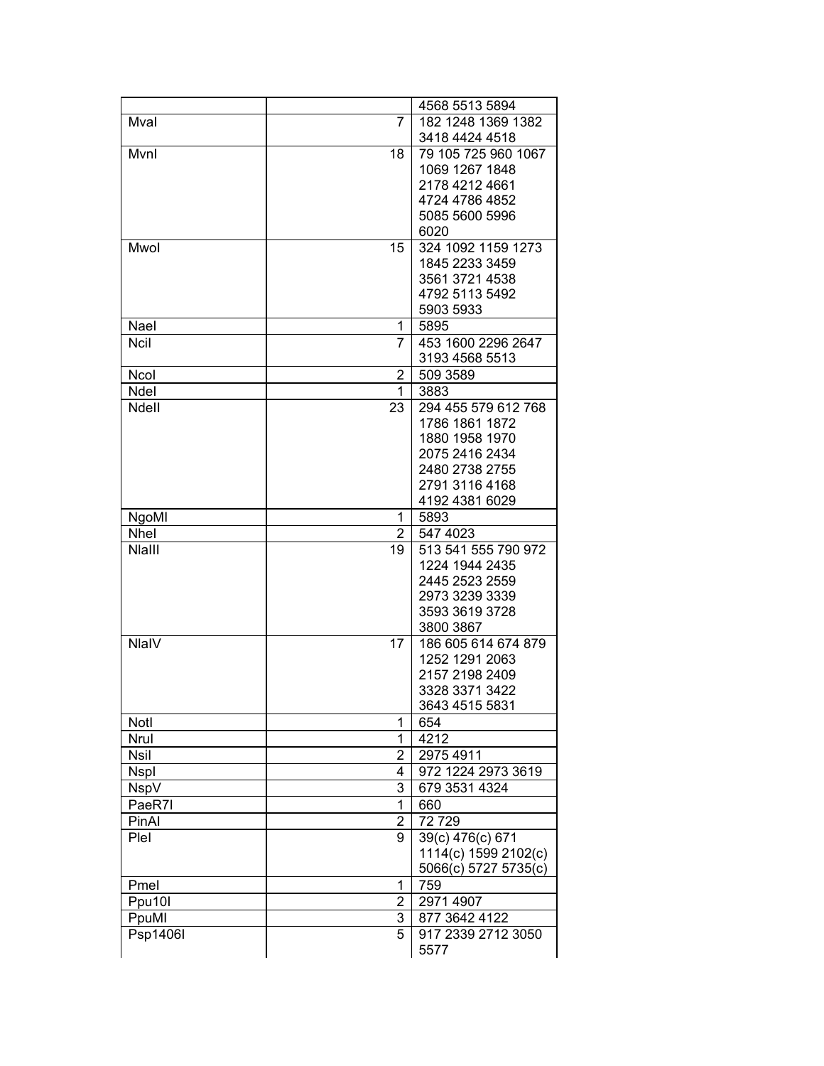| | | |
|---|---|---|
| | | 4568 5513 5894 |
| MvaI | 7 | 182 1248 1369 1382 3418 4424 4518 |
| MvnI | 18 | 79 105 725 960 1067 1069 1267 1848 2178 4212 4661 4724 4786 4852 5085 5600 5996 6020 |
| MwoI | 15 | 324 1092 1159 1273 1845 2233 3459 3561 3721 4538 4792 5113 5492 5903 5933 |
| NaeI | 1 | 5895 |
| NciI | 7 | 453 1600 2296 2647 3193 4568 5513 |
| NcoI | 2 | 509 3589 |
| NdeI | 1 | 3883 |
| NdeII | 23 | 294 455 579 612 768 1786 1861 1872 1880 1958 1970 2075 2416 2434 2480 2738 2755 2791 3116 4168 4192 4381 6029 |
| NgoMI | 1 | 5893 |
| NheI | 2 | 547 4023 |
| NlaIII | 19 | 513 541 555 790 972 1224 1944 2435 2445 2523 2559 2973 3239 3339 3593 3619 3728 3800 3867 |
| NlaIV | 17 | 186 605 614 674 879 1252 1291 2063 2157 2198 2409 3328 3371 3422 3643 4515 5831 |
| NotI | 1 | 654 |
| NruI | 1 | 4212 |
| NsiI | 2 | 2975 4911 |
| NspI | 4 | 972 1224 2973 3619 |
| NspV | 3 | 679 3531 4324 |
| PaeR7I | 1 | 660 |
| PinAI | 2 | 72 729 |
| PleI | 9 | 39(c) 476(c) 671 1114(c) 1599 2102(c) 5066(c) 5727 5735(c) |
| PmeI | 1 | 759 |
| Ppu10I | 2 | 2971 4907 |
| PpuMI | 3 | 877 3642 4122 |
| Psp1406I | 5 | 917 2339 2712 3050 5577 |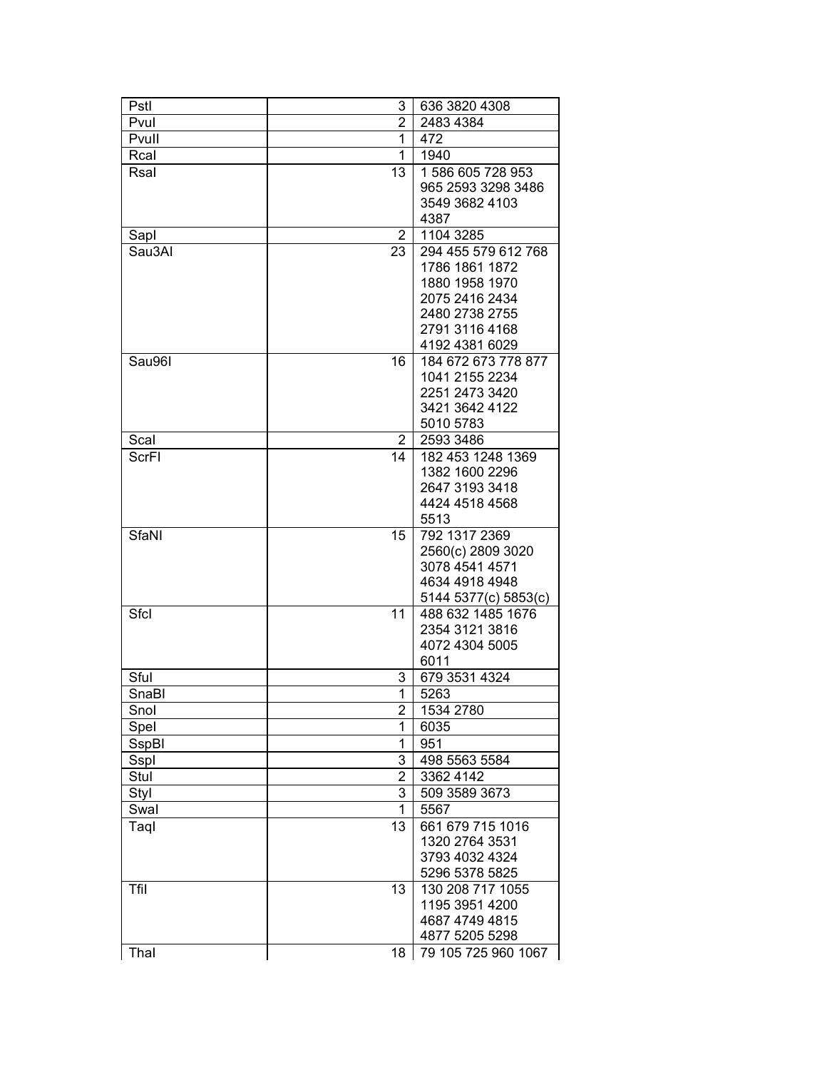| PstI | 3 | 636 3820 4308 |
|---|---|---|
| PvuI | 2 | 2483 4384 |
| PvuII | 1 | 472 |
| RcaI | 1 | 1940 |
| RsaI | 13 | 1 586 605 728 953 965 2593 3298 3486 3549 3682 4103 4387 |
| SapI | 2 | 1104 3285 |
| Sau3AI | 23 | 294 455 579 612 768 1786 1861 1872 1880 1958 1970 2075 2416 2434 2480 2738 2755 2791 3116 4168 4192 4381 6029 |
| Sau96I | 16 | 184 672 673 778 877 1041 2155 2234 2251 2473 3420 3421 3642 4122 5010 5783 |
| ScaI | 2 | 2593 3486 |
| ScrFI | 14 | 182 453 1248 1369 1382 1600 2296 2647 3193 3418 4424 4518 4568 5513 |
| SfaNI | 15 | 792 1317 2369 2560(c) 2809 3020 3078 4541 4571 4634 4918 4948 5144 5377(c) 5853(c) |
| SfcI | 11 | 488 632 1485 1676 2354 3121 3816 4072 4304 5005 6011 |
| SfuI | 3 | 679 3531 4324 |
| SnaBI | 1 | 5263 |
| SnoI | 2 | 1534 2780 |
| SpeI | 1 | 6035 |
| SspBI | 1 | 951 |
| SspI | 3 | 498 5563 5584 |
| StuI | 2 | 3362 4142 |
| StyI | 3 | 509 3589 3673 |
| SwaI | 1 | 5567 |
| TaqI | 13 | 661 679 715 1016 1320 2764 3531 3793 4032 4324 5296 5378 5825 |
| TfiI | 13 | 130 208 717 1055 1195 3951 4200 4687 4749 4815 4877 5205 5298 |
| ThaI | 18 | 79 105 725 960 1067 |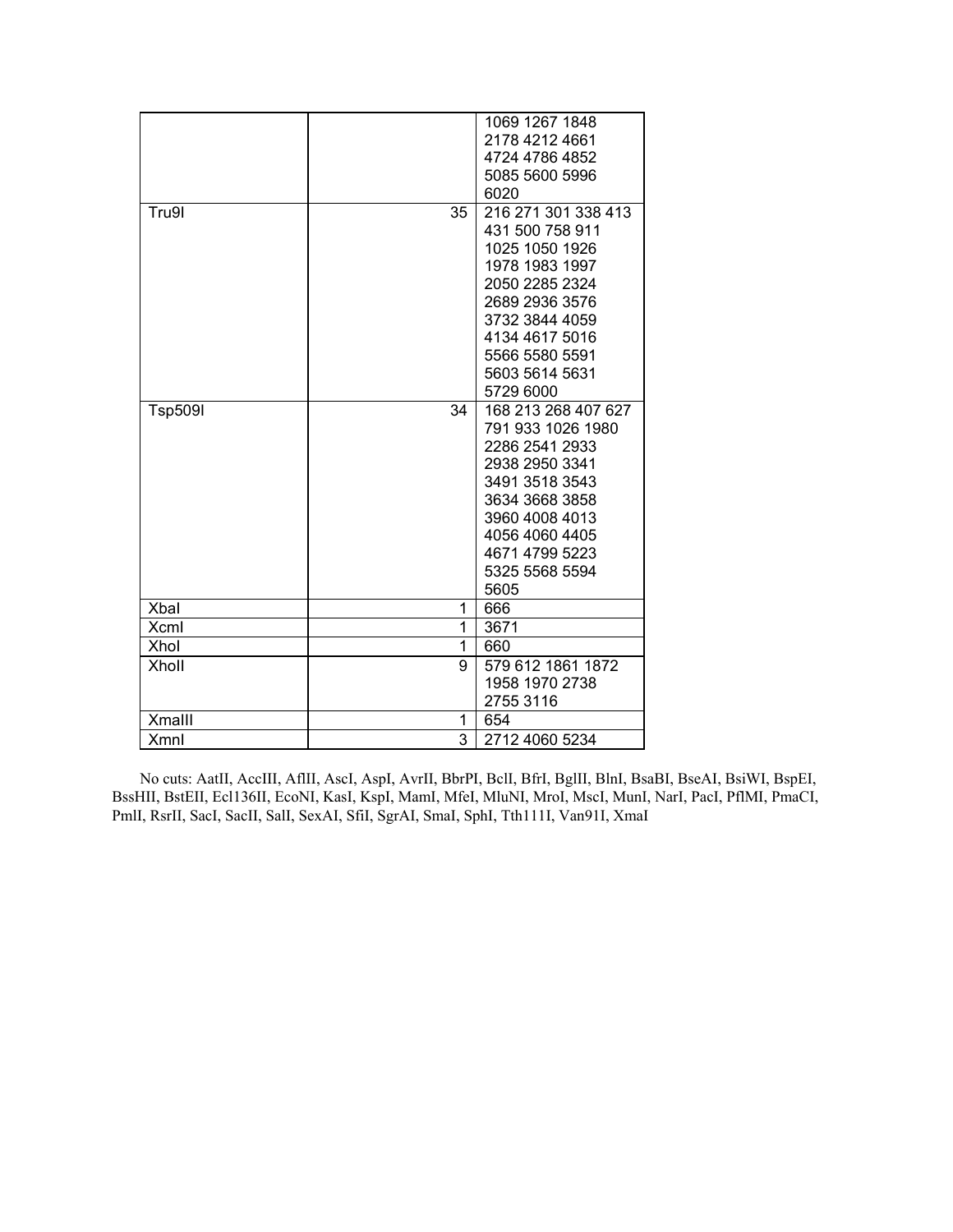| | | |
|---|---|---|
| | | 1069 1267 1848 2178 4212 4661 4724 4786 4852 5085 5600 5996 6020 |
| Tru9I | 35 | 216 271 301 338 413 431 500 758 911 1025 1050 1926 1978 1983 1997 2050 2285 2324 2689 2936 3576 3732 3844 4059 4134 4617 5016 5566 5580 5591 5603 5614 5631 5729 6000 |
| Tsp509I | 34 | 168 213 268 407 627 791 933 1026 1980 2286 2541 2933 2938 2950 3341 3491 3518 3543 3634 3668 3858 3960 4008 4013 4056 4060 4405 4671 4799 5223 5325 5568 5594 5605 |
| XbaI | 1 | 666 |
| XcmI | 1 | 3671 |
| XhoI | 1 | 660 |
| XhoII | 9 | 579 612 1861 1872 1958 1970 2738 2755 3116 |
| XmaIII | 1 | 654 |
| XmnI | 3 | 2712 4060 5234 |

No cuts: AatII, AccIII, AflII, AscI, AspI, AvrII, BbrPI, BclI, BfrI, BglII, BlnI, BsaBI, BseAI, BsiWI, BspEI, BssHII, BstEII, Ecl136II, EcoNI, KasI, KspI, MamI, MfeI, MluNI, MroI, MscI, MunI, NarI, PacI, PflMI, PmaCI, PmlI, RsrII, SacI, SacII, SalI, SexAI, SfiI, SgrAI, SmaI, SphI, Tth111I, Van91I, XmaI